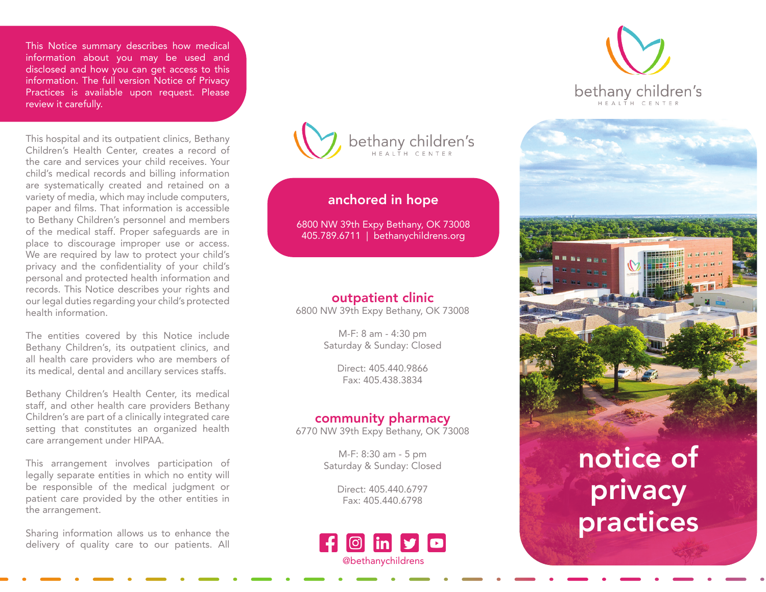This Notice summary describes how medical information about you may be used and disclosed and how you can get access to this information. The full version Notice of Privacy Practices is available upon request. Please review it carefully.

This hospital and its outpatient clinics, Bethany Children's Health Center, creates a record of the care and services your child receives. Your child's medical records and billing information are systematically created and retained on a variety of media, which may include computers, paper and films. That information is accessible to Bethany Children's personnel and members of the medical staff. Proper safeguards are in place to discourage improper use or access. We are required by law to protect your child's privacy and the confidentiality of your child's personal and protected health information and records. This Notice describes your rights and our legal duties regarding your child's protected health information.

The entities covered by this Notice include Bethany Children's, its outpatient clinics, and all health care providers who are members of its medical, dental and ancillary services staffs.

Bethany Children's Health Center, its medical staff, and other health care providers Bethany Children's are part of a clinically integrated care setting that constitutes an organized health care arrangement under HIPAA.

This arrangement involves participation of legally separate entities in which no entity will be responsible of the medical judgment or patient care provided by the other entities in the arrangement.

Sharing information allows us to enhance the delivery of quality care to our patients. All

bethany children's
HEALTH CENTER

## anchored in hope

6800 NW 39th Expy Bethany, OK 73008
405.789.6711 | bethanychildrens.org

## outpatient clinic

6800 NW 39th Expy Bethany, OK 73008

M-F: 8 am - 4:30 pm
Saturday & Sunday: Closed

Direct: 405.440.9866
Fax: 405.438.3834

## community pharmacy

6770 NW 39th Expy Bethany, OK 73008

M-F: 8:30 am - 5 pm
Saturday & Sunday: Closed

Direct: 405.440.6797
Fax: 405.440.6798

@bethanychildrens

bethany children's
HEALTH CENTER

# notice of privacy practices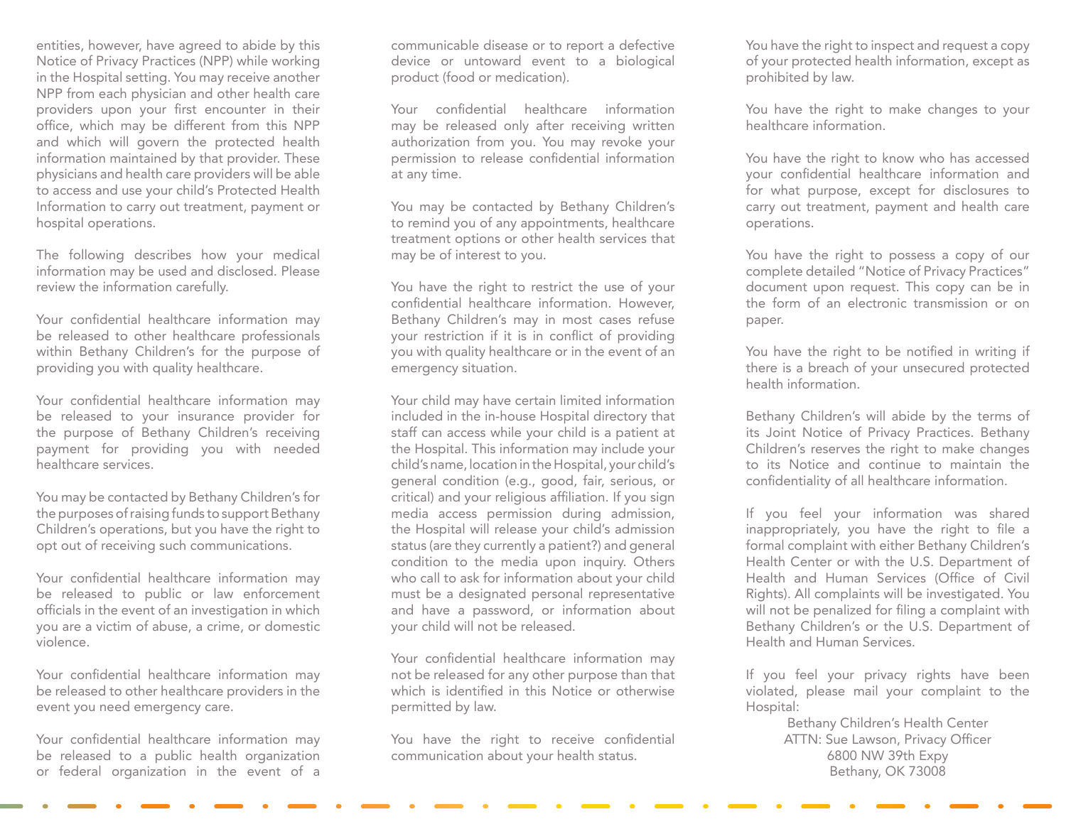entities, however, have agreed to abide by this Notice of Privacy Practices (NPP) while working in the Hospital setting. You may receive another NPP from each physician and other health care providers upon your first encounter in their office, which may be different from this NPP and which will govern the protected health information maintained by that provider. These physicians and health care providers will be able to access and use your child's Protected Health Information to carry out treatment, payment or hospital operations.

The following describes how your medical information may be used and disclosed. Please review the information carefully.

Your confidential healthcare information may be released to other healthcare professionals within Bethany Children's for the purpose of providing you with quality healthcare.

Your confidential healthcare information may be released to your insurance provider for the purpose of Bethany Children's receiving payment for providing you with needed healthcare services.

You may be contacted by Bethany Children's for the purposes of raising funds to support Bethany Children's operations, but you have the right to opt out of receiving such communications.

Your confidential healthcare information may be released to public or law enforcement officials in the event of an investigation in which you are a victim of abuse, a crime, or domestic violence.

Your confidential healthcare information may be released to other healthcare providers in the event you need emergency care.

Your confidential healthcare information may be released to a public health organization or federal organization in the event of a communicable disease or to report a defective device or untoward event to a biological product (food or medication).

Your confidential healthcare information may be released only after receiving written authorization from you. You may revoke your permission to release confidential information at any time.

You may be contacted by Bethany Children's to remind you of any appointments, healthcare treatment options or other health services that may be of interest to you.

You have the right to restrict the use of your confidential healthcare information. However, Bethany Children's may in most cases refuse your restriction if it is in conflict of providing you with quality healthcare or in the event of an emergency situation.

Your child may have certain limited information included in the in-house Hospital directory that staff can access while your child is a patient at the Hospital. This information may include your child's name, location in the Hospital, your child's general condition (e.g., good, fair, serious, or critical) and your religious affiliation. If you sign media access permission during admission, the Hospital will release your child's admission status (are they currently a patient?) and general condition to the media upon inquiry. Others who call to ask for information about your child must be a designated personal representative and have a password, or information about your child will not be released.

Your confidential healthcare information may not be released for any other purpose than that which is identified in this Notice or otherwise permitted by law.

You have the right to receive confidential communication about your health status.

You have the right to inspect and request a copy of your protected health information, except as prohibited by law.

You have the right to make changes to your healthcare information.

You have the right to know who has accessed your confidential healthcare information and for what purpose, except for disclosures to carry out treatment, payment and health care operations.

You have the right to possess a copy of our complete detailed "Notice of Privacy Practices" document upon request. This copy can be in the form of an electronic transmission or on paper.

You have the right to be notified in writing if there is a breach of your unsecured protected health information.

Bethany Children's will abide by the terms of its Joint Notice of Privacy Practices. Bethany Children's reserves the right to make changes to its Notice and continue to maintain the confidentiality of all healthcare information.

If you feel your information was shared inappropriately, you have the right to file a formal complaint with either Bethany Children's Health Center or with the U.S. Department of Health and Human Services (Office of Civil Rights). All complaints will be investigated. You will not be penalized for filing a complaint with Bethany Children's or the U.S. Department of Health and Human Services.

If you feel your privacy rights have been violated, please mail your complaint to the Hospital:

Bethany Children's Health Center
ATTN: Sue Lawson, Privacy Officer
6800 NW 39th Expy
Bethany, OK 73008